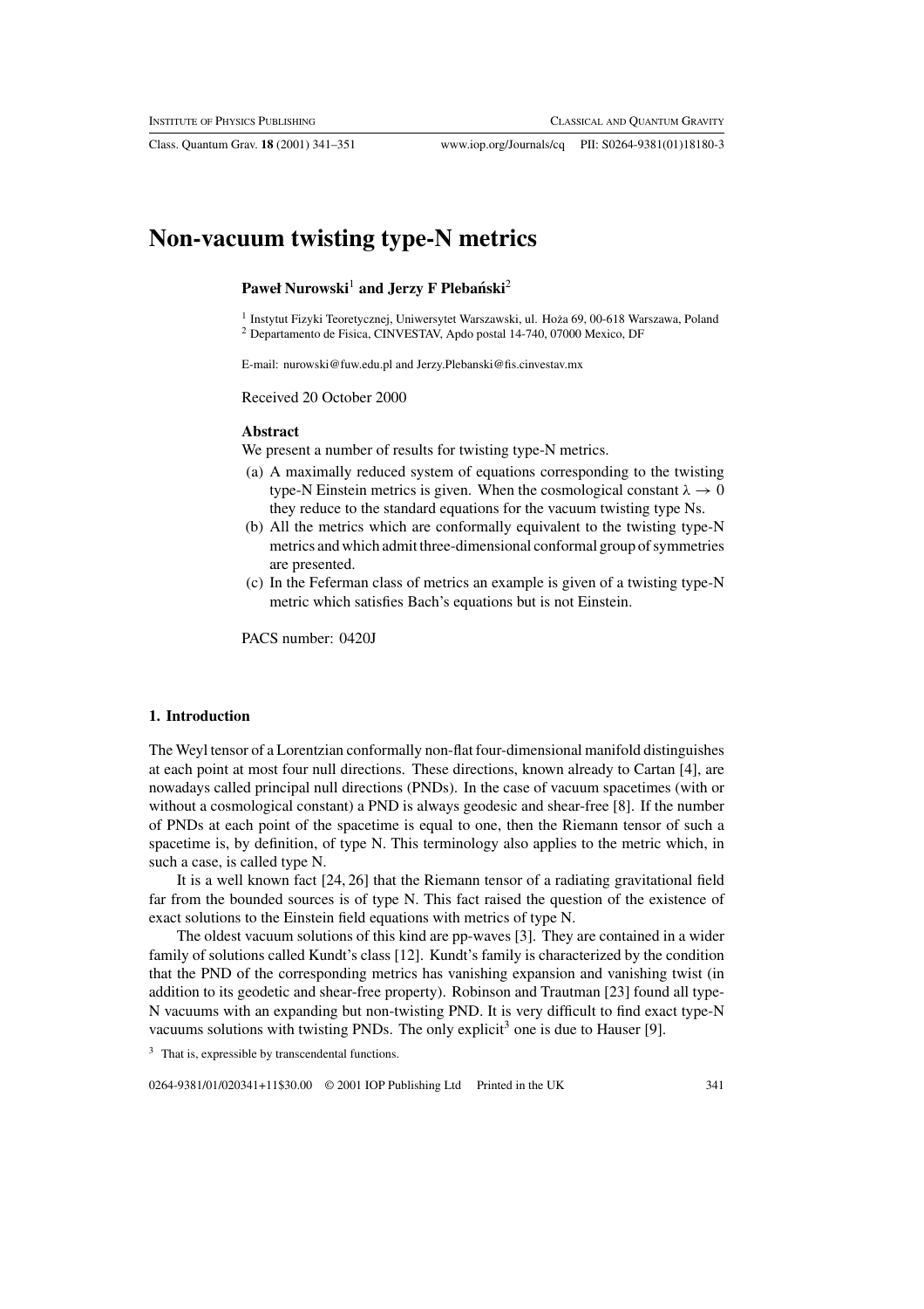# Non-vacuum twisting type-N metrics

**Paweł Nurowski**[1] **and Jerzy F Plebański**[2]

[1] Instytut Fizyki Teoretycznej, Uniwersytet Warszawski, ul. Hoża 69, 00-618 Warszawa, Poland
[2] Departamento de Fisica, CINVESTAV, Apdo postal 14-740, 07000 Mexico, DF

E-mail: nurowski@fuw.edu.pl and Jerzy.Plebanski@fis.cinvestav.mx

Received 20 October 2000

### Abstract

We present a number of results for twisting type-N metrics.

(a) A maximally reduced system of equations corresponding to the twisting type-N Einstein metrics is given. When the cosmological constant $\lambda \to 0$ they reduce to the standard equations for the vacuum twisting type Ns.

(b) All the metrics which are conformally equivalent to the twisting type-N metrics and which admit three-dimensional conformal group of symmetries are presented.

(c) In the Feferman class of metrics an example is given of a twisting type-N metric which satisfies Bach's equations but is not Einstein.

PACS number: 0420J

## 1. Introduction

The Weyl tensor of a Lorentzian conformally non-flat four-dimensional manifold distinguishes at each point at most four null directions. These directions, known already to Cartan [4], are nowadays called principal null directions (PNDs). In the case of vacuum spacetimes (with or without a cosmological constant) a PND is always geodesic and shear-free [8]. If the number of PNDs at each point of the spacetime is equal to one, then the Riemann tensor of such a spacetime is, by definition, of type N. This terminology also applies to the metric which, in such a case, is called type N.

It is a well known fact [24, 26] that the Riemann tensor of a radiating gravitational field far from the bounded sources is of type N. This fact raised the question of the existence of exact solutions to the Einstein field equations with metrics of type N.

The oldest vacuum solutions of this kind are pp-waves [3]. They are contained in a wider family of solutions called Kundt's class [12]. Kundt's family is characterized by the condition that the PND of the corresponding metrics has vanishing expansion and vanishing twist (in addition to its geodetic and shear-free property). Robinson and Trautman [23] found all type-N vacuums with an expanding but non-twisting PND. It is very difficult to find exact type-N vacuums solutions with twisting PNDs. The only explicit[3] one is due to Hauser [9].

[3] That is, expressible by transcendental functions.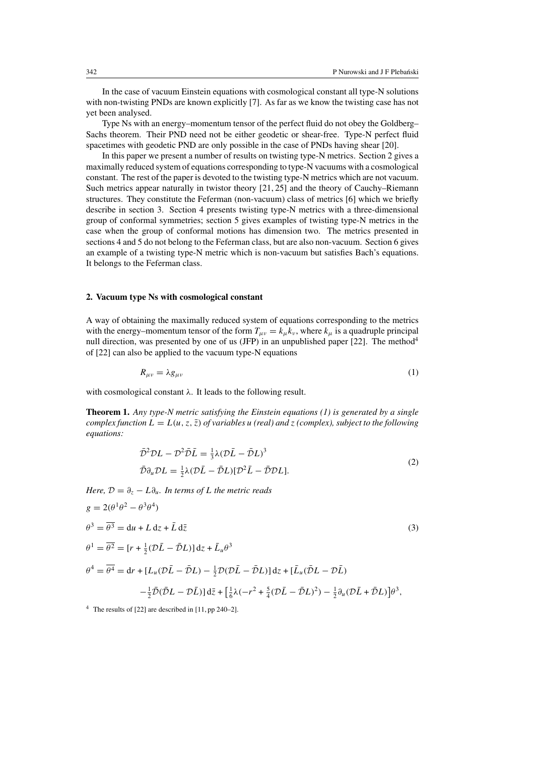In the case of vacuum Einstein equations with cosmological constant all type-N solutions with non-twisting PNDs are known explicitly [7]. As far as we know the twisting case has not yet been analysed.

Type Ns with an energy–momentum tensor of the perfect fluid do not obey the Goldberg–Sachs theorem. Their PND need not be either geodetic or shear-free. Type-N perfect fluid spacetimes with geodetic PND are only possible in the case of PNDs having shear [20].

In this paper we present a number of results on twisting type-N metrics. Section 2 gives a maximally reduced system of equations corresponding to type-N vacuums with a cosmological constant. The rest of the paper is devoted to the twisting type-N metrics which are not vacuum. Such metrics appear naturally in twistor theory [21, 25] and the theory of Cauchy–Riemann structures. They constitute the Feferman (non-vacuum) class of metrics [6] which we briefly describe in section 3. Section 4 presents twisting type-N metrics with a three-dimensional group of conformal symmetries; section 5 gives examples of twisting type-N metrics in the case when the group of conformal motions has dimension two. The metrics presented in sections 4 and 5 do not belong to the Feferman class, but are also non-vacuum. Section 6 gives an example of a twisting type-N metric which is non-vacuum but satisfies Bach's equations. It belongs to the Feferman class.

## 2. Vacuum type Ns with cosmological constant

A way of obtaining the maximally reduced system of equations corresponding to the metrics with the energy–momentum tensor of the form $T_{\mu\nu} = k_\mu k_\nu$, where $k_\mu$ is a quadruple principal null direction, was presented by one of us (JFP) in an unpublished paper [22]. The method[4] of [22] can also be applied to the vacuum type-N equations

$$R_{\mu\nu} = \lambda g_{\mu\nu} \tag{1}$$

with cosmological constant $\lambda$. It leads to the following result.

**Theorem 1.** *Any type-N metric satisfying the Einstein equations (1) is generated by a single complex function $L = L(u, z, \bar{z})$ of variables $u$ (real) and $z$ (complex), subject to the following equations:*

$$\begin{aligned}
&\bar{\mathcal{D}}^2\mathcal{D}L - \mathcal{D}^2\bar{\mathcal{D}}\bar{L} = \tfrac{1}{3}\lambda(\mathcal{D}\bar{L} - \bar{\mathcal{D}}L)^3 \\
&\bar{\mathcal{D}}\partial_u\mathcal{D}L = \tfrac{1}{2}\lambda(\mathcal{D}\bar{L} - \bar{\mathcal{D}}L)[\mathcal{D}^2\bar{L} - \bar{\mathcal{D}}\mathcal{D}L].
\end{aligned} \tag{2}$$

*Here, $\mathcal{D} = \partial_z - L\partial_u$. In terms of $L$ the metric reads*

$$\begin{aligned}
&g = 2(\theta^1\theta^2 - \theta^3\theta^4) \\
&\theta^3 = \overline{\theta^3} = \mathrm{d}u + L\,\mathrm{d}z + \bar{L}\,\mathrm{d}\bar{z} \\
&\theta^1 = \overline{\theta^2} = [r + \tfrac{1}{2}(\mathcal{D}\bar{L} - \bar{\mathcal{D}}L)]\,\mathrm{d}z + \bar{L}_u\theta^3 \\
&\theta^4 = \overline{\theta^4} = \mathrm{d}r + [L_u(\mathcal{D}\bar{L} - \bar{\mathcal{D}}L) - \tfrac{1}{2}\mathcal{D}(\mathcal{D}\bar{L} - \bar{\mathcal{D}}L)]\,\mathrm{d}z + [\bar{L}_u(\bar{\mathcal{D}}L - \mathcal{D}\bar{L}) \\
&\qquad -\tfrac{1}{2}\bar{\mathcal{D}}(\bar{\mathcal{D}}L - \mathcal{D}\bar{L})]\,\mathrm{d}\bar{z} + \left[\tfrac{1}{6}\lambda(-r^2 + \tfrac{5}{4}(\mathcal{D}\bar{L} - \bar{\mathcal{D}}L)^2) - \tfrac{1}{2}\partial_u(\mathcal{D}\bar{L} + \bar{\mathcal{D}}L)\right]\theta^3,
\end{aligned} \tag{3}$$

[4] The results of [22] are described in [11, pp 240–2].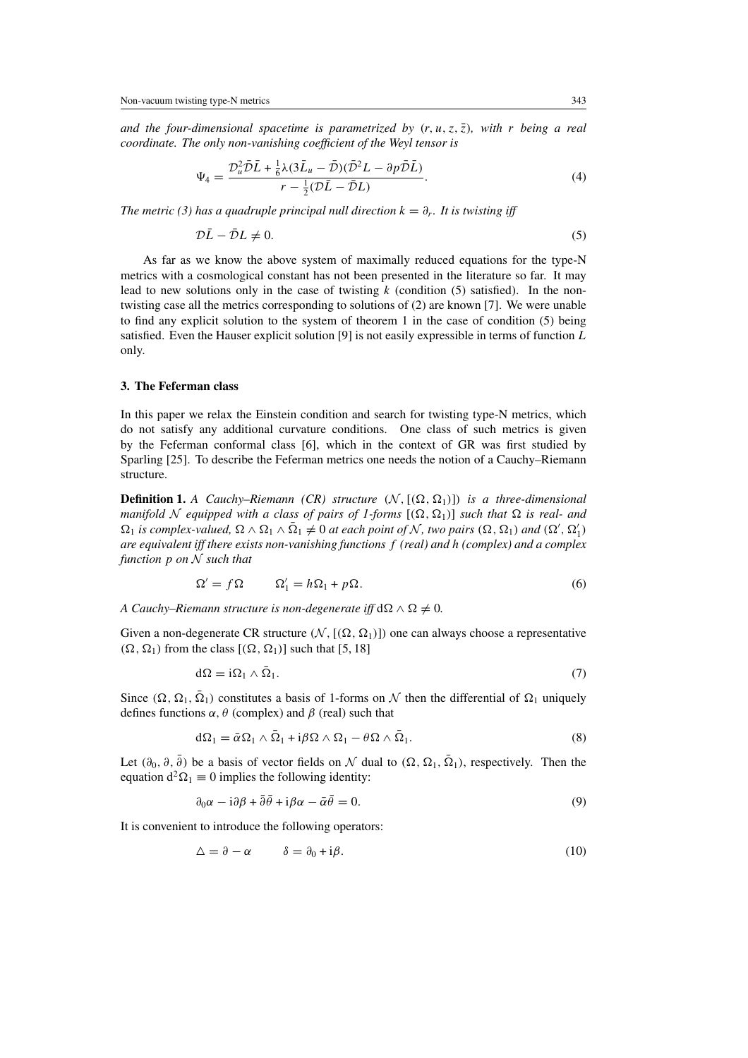*and the four-dimensional spacetime is parametrized by $(r, u, z, \bar{z})$, with $r$ being a real coordinate. The only non-vanishing coefficient of the Weyl tensor is*

$$\Psi_4 = \frac{\mathcal{D}_u^2 \bar{\mathcal{D}} \bar{L} + \frac{1}{6}\lambda(3\bar{L}_u - \bar{\mathcal{D}})(\bar{\mathcal{D}}^2 L - \partial p \bar{\mathcal{D}} \bar{L})}{r - \frac{1}{2}(\mathcal{D}\bar{L} - \bar{\mathcal{D}} L)}. \tag{4}$$

*The metric (3) has a quadruple principal null direction $k = \partial_r$. It is twisting iff*

$$\mathcal{D}\bar{L} - \bar{\mathcal{D}} L \neq 0. \tag{5}$$

As far as we know the above system of maximally reduced equations for the type-N metrics with a cosmological constant has not been presented in the literature so far. It may lead to new solutions only in the case of twisting $k$ (condition (5) satisfied). In the non-twisting case all the metrics corresponding to solutions of (2) are known [7]. We were unable to find any explicit solution to the system of theorem 1 in the case of condition (5) being satisfied. Even the Hauser explicit solution [9] is not easily expressible in terms of function $L$ only.

## 3. The Feferman class

In this paper we relax the Einstein condition and search for twisting type-N metrics, which do not satisfy any additional curvature conditions. One class of such metrics is given by the Feferman conformal class [6], which in the context of GR was first studied by Sparling [25]. To describe the Feferman metrics one needs the notion of a Cauchy–Riemann structure.

**Definition 1.** *A Cauchy–Riemann (CR) structure $(\mathcal{N}, [(\Omega, \Omega_1)])$ is a three-dimensional manifold $\mathcal{N}$ equipped with a class of pairs of 1-forms $[(\Omega, \Omega_1)]$ such that $\Omega$ is real- and $\Omega_1$ is complex-valued, $\Omega \wedge \Omega_1 \wedge \bar{\Omega}_1 \neq 0$ at each point of $\mathcal{N}$, two pairs $(\Omega, \Omega_1)$ and $(\Omega', \Omega_1')$ are equivalent iff there exists non-vanishing functions $f$ (real) and $h$ (complex) and a complex function $p$ on $\mathcal{N}$ such that*

$$\Omega' = f\Omega \qquad \Omega_1' = h\Omega_1 + p\Omega. \tag{6}$$

*A Cauchy–Riemann structure is non-degenerate iff $\mathrm{d}\Omega \wedge \Omega \neq 0$.*

Given a non-degenerate CR structure $(\mathcal{N}, [(\Omega, \Omega_1)])$ one can always choose a representative $(\Omega, \Omega_1)$ from the class $[(\Omega, \Omega_1)]$ such that [5, 18]

$$\mathrm{d}\Omega = \mathrm{i}\Omega_1 \wedge \bar{\Omega}_1. \tag{7}$$

Since $(\Omega, \Omega_1, \bar{\Omega}_1)$ constitutes a basis of 1-forms on $\mathcal{N}$ then the differential of $\Omega_1$ uniquely defines functions $\alpha, \theta$ (complex) and $\beta$ (real) such that

$$\mathrm{d}\Omega_1 = \bar{\alpha}\Omega_1 \wedge \bar{\Omega}_1 + \mathrm{i}\beta\Omega \wedge \Omega_1 - \theta\Omega \wedge \bar{\Omega}_1. \tag{8}$$

Let $(\partial_0, \partial, \bar{\partial})$ be a basis of vector fields on $\mathcal{N}$ dual to $(\Omega, \Omega_1, \bar{\Omega}_1)$, respectively. Then the equation $\mathrm{d}^2\Omega_1 \equiv 0$ implies the following identity:

$$\partial_0\alpha - \mathrm{i}\partial\beta + \bar{\partial}\bar{\theta} + \mathrm{i}\beta\alpha - \bar{\alpha}\bar{\theta} = 0. \tag{9}$$

It is convenient to introduce the following operators:

$$\triangle = \partial - \alpha \qquad \delta = \partial_0 + \mathrm{i}\beta. \tag{10}$$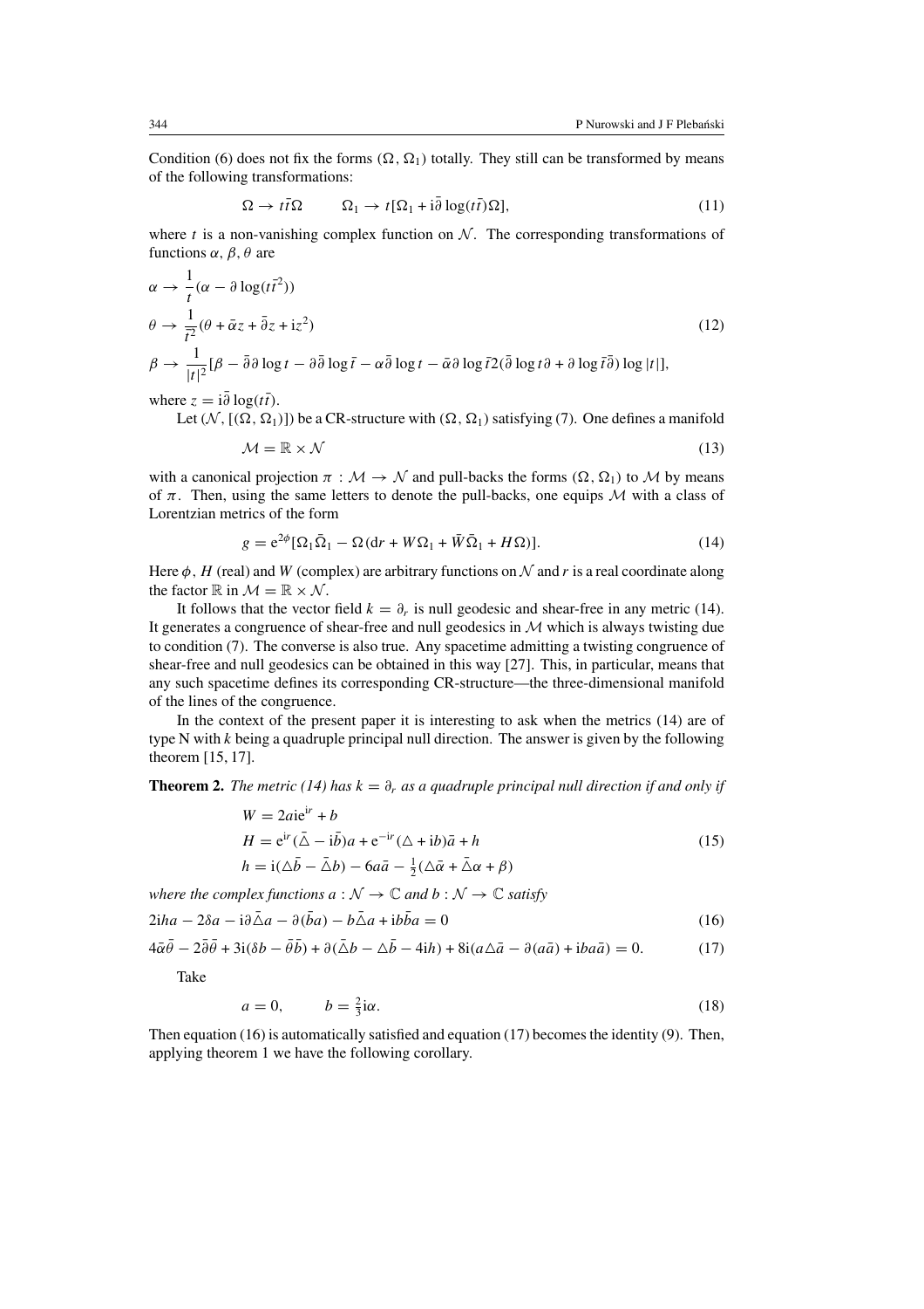Condition (6) does not fix the forms $(\Omega, \Omega_1)$ totally. They still can be transformed by means of the following transformations:

$$\Omega \to t\bar{t}\Omega \qquad \Omega_1 \to t[\Omega_1 + \mathrm{i}\bar{\partial}\log(t\bar{t})\Omega], \tag{11}$$

where $t$ is a non-vanishing complex function on $\mathcal{N}$. The corresponding transformations of functions $\alpha, \beta, \theta$ are

$$\begin{aligned}
&\alpha \to \frac{1}{t}(\alpha - \partial\log(t\bar{t}^2)) \\
&\theta \to \frac{1}{\bar{t}^2}(\theta + \bar{\alpha}z + \bar{\partial}z + \mathrm{i}z^2) \\
&\beta \to \frac{1}{|t|^2}[\beta - \bar{\partial}\partial\log t - \partial\bar{\partial}\log\bar{t} - \alpha\bar{\partial}\log t - \bar{\alpha}\partial\log\bar{t}2(\bar{\partial}\log t\partial + \partial\log\bar{t}\bar{\partial})\log|t|],
\end{aligned} \tag{12}$$

where $z = \mathrm{i}\bar{\partial}\log(t\bar{t})$.

Let $(\mathcal{N}, [(\Omega, \Omega_1)])$ be a CR-structure with $(\Omega, \Omega_1)$ satisfying (7). One defines a manifold

$$\mathcal{M} = \mathbb{R} \times \mathcal{N} \tag{13}$$

with a canonical projection $\pi : \mathcal{M} \to \mathcal{N}$ and pull-backs the forms $(\Omega, \Omega_1)$ to $\mathcal{M}$ by means of $\pi$. Then, using the same letters to denote the pull-backs, one equips $\mathcal{M}$ with a class of Lorentzian metrics of the form

$$g = \mathrm{e}^{2\phi}[\Omega_1\bar{\Omega}_1 - \Omega(\mathrm{d}r + W\Omega_1 + \bar{W}\bar{\Omega}_1 + H\Omega)]. \tag{14}$$

Here $\phi$, $H$ (real) and $W$ (complex) are arbitrary functions on $\mathcal{N}$ and $r$ is a real coordinate along the factor $\mathbb{R}$ in $\mathcal{M} = \mathbb{R} \times \mathcal{N}$.

It follows that the vector field $k = \partial_r$ is null geodesic and shear-free in any metric (14). It generates a congruence of shear-free and null geodesics in $\mathcal{M}$ which is always twisting due to condition (7). The converse is also true. Any spacetime admitting a twisting congruence of shear-free and null geodesics can be obtained in this way [27]. This, in particular, means that any such spacetime defines its corresponding CR-structure—the three-dimensional manifold of the lines of the congruence.

In the context of the present paper it is interesting to ask when the metrics (14) are of type N with $k$ being a quadruple principal null direction. The answer is given by the following theorem [15, 17].

**Theorem 2.** *The metric (14) has $k = \partial_r$ as a quadruple principal null direction if and only if*

$$\begin{aligned}
W &= 2a\mathrm{i}\mathrm{e}^{\mathrm{i}r} + b \\
H &= \mathrm{e}^{\mathrm{i}r}(\bar{\triangle} - \mathrm{i}\bar{b})a + \mathrm{e}^{-\mathrm{i}r}(\triangle + \mathrm{i}b)\bar{a} + h \\
h &= \mathrm{i}(\triangle\bar{b} - \bar{\triangle}b) - 6a\bar{a} - \tfrac{1}{2}(\triangle\bar{\alpha} + \bar{\triangle}\alpha + \beta)
\end{aligned} \tag{15}$$

*where the complex functions $a : \mathcal{N} \to \mathbb{C}$ and $b : \mathcal{N} \to \mathbb{C}$ satisfy*

$$2\mathrm{i}ha - 2\delta a - \mathrm{i}\partial\bar{\triangle}a - \partial(\bar{b}a) - b\bar{\triangle}a + \mathrm{i}b\bar{b}a = 0 \tag{16}$$

$$4\bar{\alpha}\bar{\theta} - 2\bar{\partial}\bar{\theta} + 3\mathrm{i}(\delta b - \bar{\theta}\bar{b}) + \partial(\bar{\triangle}b - \triangle\bar{b} - 4\mathrm{i}h) + 8\mathrm{i}(a\triangle\bar{a} - \partial(a\bar{a}) + \mathrm{i}ba\bar{a}) = 0. \tag{17}$$

Take

$$a = 0, \qquad b = \tfrac{2}{3}\mathrm{i}\alpha. \tag{18}$$

Then equation (16) is automatically satisfied and equation (17) becomes the identity (9). Then, applying theorem 1 we have the following corollary.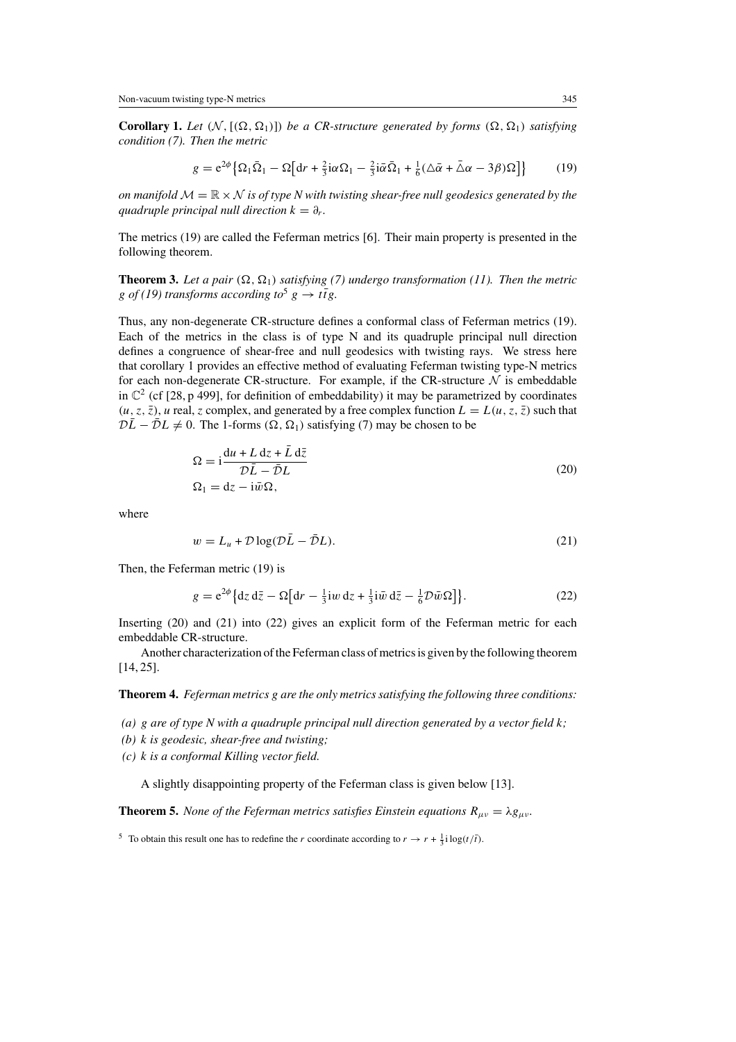**Corollary 1.** *Let* $(\mathcal{N}, [(\Omega, \Omega_1)])$ *be a CR-structure generated by forms* $(\Omega, \Omega_1)$ *satisfying condition (7). Then the metric*

$$g = e^{2\phi}\big\{\Omega_1\bar{\Omega}_1 - \Omega\big[dr + \tfrac{2}{3}i\alpha\Omega_1 - \tfrac{2}{3}i\bar{\alpha}\bar{\Omega}_1 + \tfrac{1}{6}(\triangle\bar{\alpha} + \bar{\triangle}\alpha - 3\beta)\Omega\big]\big\} \tag{19}$$

*on manifold* $\mathcal{M} = \mathbb{R} \times \mathcal{N}$ *is of type N with twisting shear-free null geodesics generated by the quadruple principal null direction* $k = \partial_r$.

The metrics (19) are called the Feferman metrics [6]. Their main property is presented in the following theorem.

**Theorem 3.** *Let a pair* $(\Omega, \Omega_1)$ *satisfying (7) undergo transformation (11). Then the metric* $g$ *of (19) transforms according to*[5] $g \to t\bar{t}g$.

Thus, any non-degenerate CR-structure defines a conformal class of Feferman metrics (19). Each of the metrics in the class is of type N and its quadruple principal null direction defines a congruence of shear-free and null geodesics with twisting rays. We stress here that corollary 1 provides an effective method of evaluating Feferman twisting type-N metrics for each non-degenerate CR-structure. For example, if the CR-structure $\mathcal{N}$ is embeddable in $\mathbb{C}^2$ (cf [28, p 499], for definition of embeddability) it may be parametrized by coordinates $(u, z, \bar{z})$, $u$ real, $z$ complex, and generated by a free complex function $L = L(u, z, \bar{z})$ such that $\mathcal{D}\bar{L} - \bar{\mathcal{D}}L \neq 0$. The 1-forms $(\Omega, \Omega_1)$ satisfying (7) may be chosen to be

$$\begin{aligned} \Omega &= i\frac{du + L\,dz + \bar{L}\,d\bar{z}}{\mathcal{D}\bar{L} - \bar{\mathcal{D}}L} \\ \Omega_1 &= dz - i\bar{w}\Omega, \end{aligned} \tag{20}$$

where

$$w = L_u + \mathcal{D}\log(\mathcal{D}\bar{L} - \bar{\mathcal{D}}L). \tag{21}$$

Then, the Feferman metric (19) is

$$g = e^{2\phi}\big\{dz\,d\bar{z} - \Omega\big[dr - \tfrac{1}{3}iw\,dz + \tfrac{1}{3}i\bar{w}\,d\bar{z} - \tfrac{1}{6}\mathcal{D}\bar{w}\Omega\big]\big\}. \tag{22}$$

Inserting (20) and (21) into (22) gives an explicit form of the Feferman metric for each embeddable CR-structure.

Another characterization of the Feferman class of metrics is given by the following theorem [14, 25].

**Theorem 4.** *Feferman metrics* $g$ *are the only metrics satisfying the following three conditions:*

*(a)* $g$ *are of type N with a quadruple principal null direction generated by a vector field* $k$;
*(b)* $k$ *is geodesic, shear-free and twisting;*
*(c)* $k$ *is a conformal Killing vector field.*

A slightly disappointing property of the Feferman class is given below [13].

**Theorem 5.** *None of the Feferman metrics satisfies Einstein equations* $R_{\mu\nu} = \lambda g_{\mu\nu}$.

[5] To obtain this result one has to redefine the $r$ coordinate according to $r \to r + \frac{1}{3}i\log(t/\bar{t})$.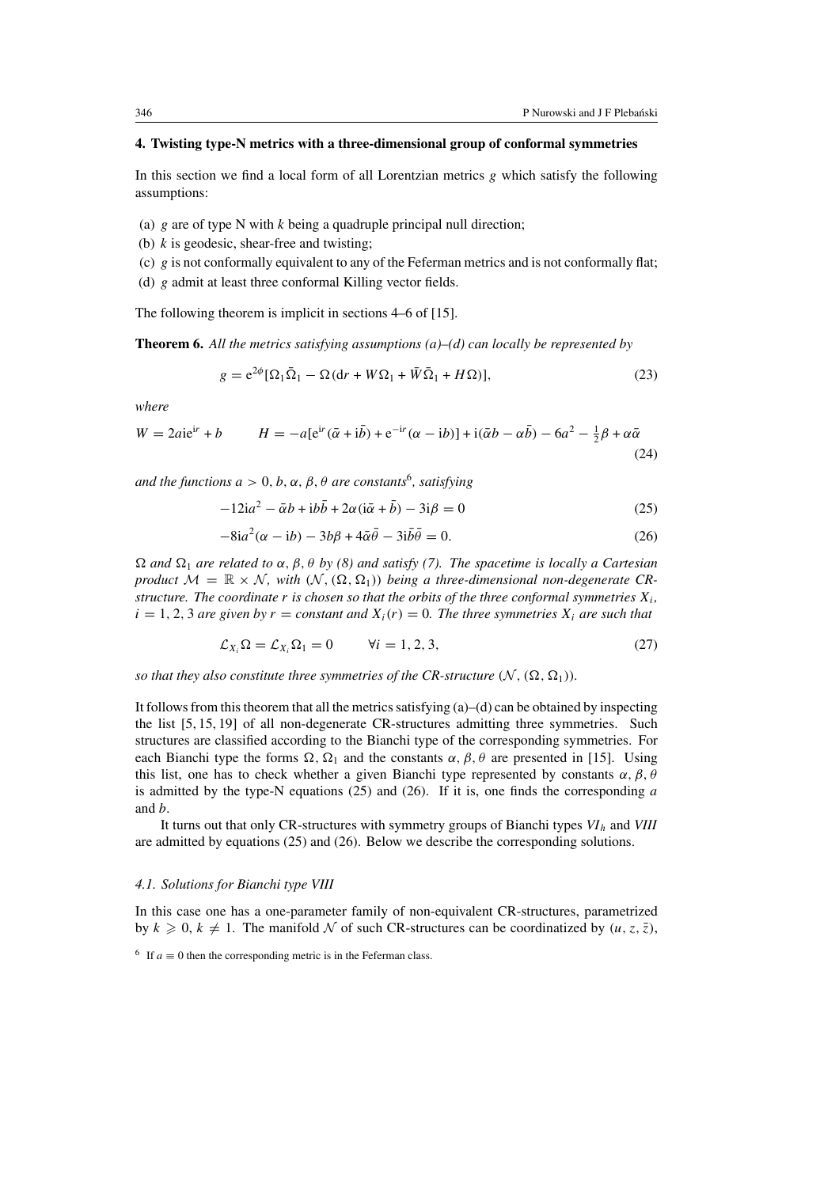## 4. Twisting type-N metrics with a three-dimensional group of conformal symmetries

In this section we find a local form of all Lorentzian metrics $g$ which satisfy the following assumptions:

(a) $g$ are of type N with $k$ being a quadruple principal null direction;

(b) $k$ is geodesic, shear-free and twisting;

(c) $g$ is not conformally equivalent to any of the Feferman metrics and is not conformally flat;

(d) $g$ admit at least three conformal Killing vector fields.

The following theorem is implicit in sections 4–6 of [15].

**Theorem 6.** *All the metrics satisfying assumptions (a)–(d) can locally be represented by*

$$g = e^{2\phi}[\Omega_1\bar{\Omega}_1 - \Omega(dr + W\Omega_1 + \bar{W}\bar{\Omega}_1 + H\Omega)], \tag{23}$$

*where*

$$W = 2a\mathrm{i}e^{\mathrm{i}r} + b \qquad H = -a[e^{\mathrm{i}r}(\bar{\alpha} + \mathrm{i}\bar{b}) + e^{-\mathrm{i}r}(\alpha - \mathrm{i}b)] + \mathrm{i}(\bar{\alpha}b - \alpha\bar{b}) - 6a^2 - \tfrac{1}{2}\beta + \alpha\bar{\alpha} \tag{24}$$

*and the functions $a > 0$, $b$, $\alpha$, $\beta$, $\theta$ are constants*[6]*, satisfying*

$$-12\mathrm{i}a^2 - \bar{\alpha}b + \mathrm{i}b\bar{b} + 2\alpha(\mathrm{i}\bar{\alpha} + \bar{b}) - 3\mathrm{i}\beta = 0 \tag{25}$$

$$-8\mathrm{i}a^2(\alpha - \mathrm{i}b) - 3b\beta + 4\bar{\alpha}\bar{\theta} - 3\mathrm{i}\bar{b}\bar{\theta} = 0. \tag{26}$$

*$\Omega$ and $\Omega_1$ are related to $\alpha, \beta, \theta$ by (8) and satisfy (7). The spacetime is locally a Cartesian product $\mathcal{M} = \mathbb{R} \times \mathcal{N}$, with $(\mathcal{N}, (\Omega, \Omega_1))$ being a three-dimensional non-degenerate CR-structure. The coordinate $r$ is chosen so that the orbits of the three conformal symmetries $X_i$, $i = 1, 2, 3$ are given by $r = constant$ and $X_i(r) = 0$. The three symmetries $X_i$ are such that*

$$\mathcal{L}_{X_i}\Omega = \mathcal{L}_{X_i}\Omega_1 = 0 \qquad \forall i = 1, 2, 3, \tag{27}$$

*so that they also constitute three symmetries of the CR-structure $(\mathcal{N}, (\Omega, \Omega_1))$.*

It follows from this theorem that all the metrics satisfying (a)–(d) can be obtained by inspecting the list [5, 15, 19] of all non-degenerate CR-structures admitting three symmetries. Such structures are classified according to the Bianchi type of the corresponding symmetries. For each Bianchi type the forms $\Omega$, $\Omega_1$ and the constants $\alpha, \beta, \theta$ are presented in [15]. Using this list, one has to check whether a given Bianchi type represented by constants $\alpha, \beta, \theta$ is admitted by the type-N equations (25) and (26). If it is, one finds the corresponding $a$ and $b$.

It turns out that only CR-structures with symmetry groups of Bianchi types $VI_h$ and *VIII* are admitted by equations (25) and (26). Below we describe the corresponding solutions.

### 4.1. Solutions for Bianchi type VIII

In this case one has a one-parameter family of non-equivalent CR-structures, parametrized by $k \geqslant 0$, $k \neq 1$. The manifold $\mathcal{N}$ of such CR-structures can be coordinatized by $(u, z, \bar{z})$,

[6] If $a \equiv 0$ then the corresponding metric is in the Feferman class.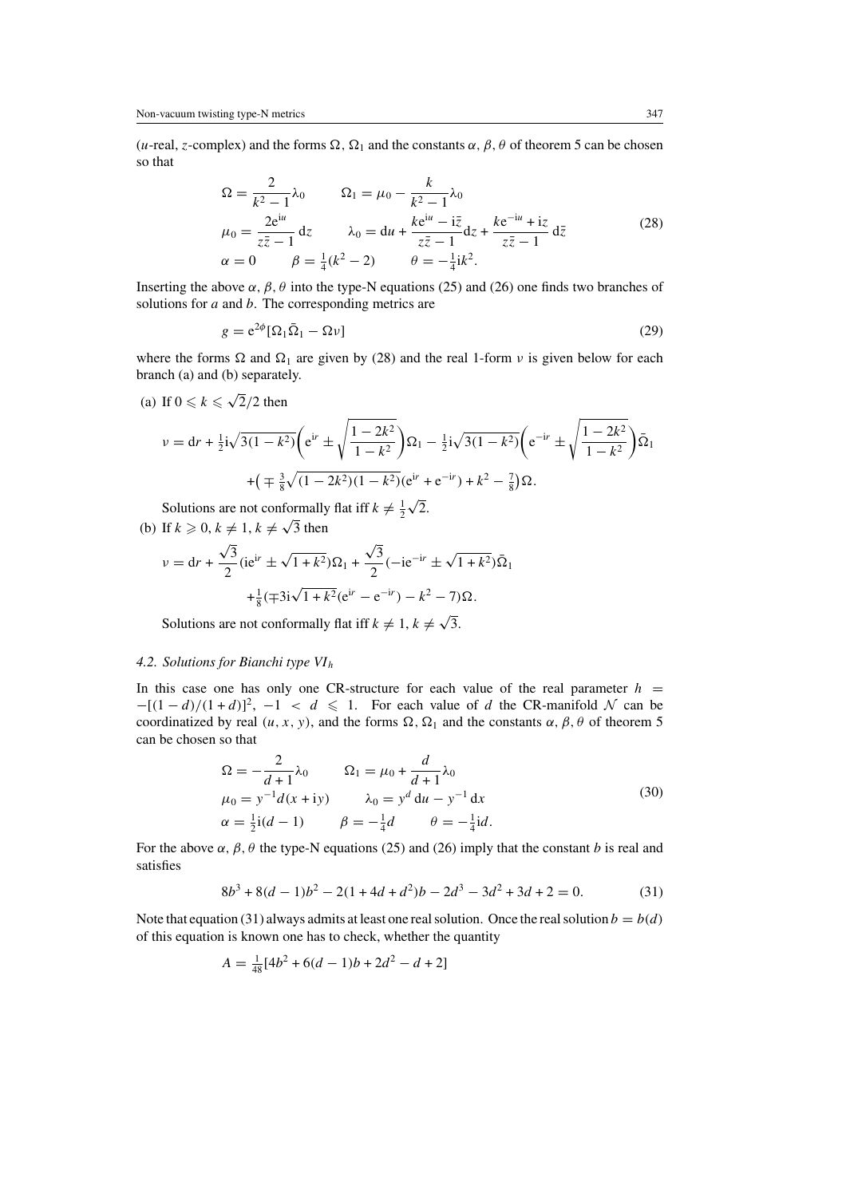($u$-real, $z$-complex) and the forms $\Omega$, $\Omega_1$ and the constants $\alpha$, $\beta$, $\theta$ of theorem 5 can be chosen so that

$$
\begin{aligned}
&\Omega = \frac{2}{k^2-1}\lambda_0 \qquad \Omega_1 = \mu_0 - \frac{k}{k^2-1}\lambda_0 \\
&\mu_0 = \frac{2\mathrm{e}^{\mathrm{i}u}}{z\bar{z}-1}\,\mathrm{d}z \qquad \lambda_0 = \mathrm{d}u + \frac{k\mathrm{e}^{\mathrm{i}u} - \mathrm{i}\bar{z}}{z\bar{z}-1}\mathrm{d}z + \frac{k\mathrm{e}^{-\mathrm{i}u} + \mathrm{i}z}{z\bar{z}-1}\,\mathrm{d}\bar{z} \\
&\alpha = 0 \qquad \beta = \tfrac{1}{4}(k^2-2) \qquad \theta = -\tfrac{1}{4}\mathrm{i}k^2.
\end{aligned}
\tag{28}
$$

Inserting the above $\alpha$, $\beta$, $\theta$ into the type-N equations (25) and (26) one finds two branches of solutions for $a$ and $b$. The corresponding metrics are

$$
g = \mathrm{e}^{2\phi}[\Omega_1\bar{\Omega}_1 - \Omega\nu]
\tag{29}
$$

where the forms $\Omega$ and $\Omega_1$ are given by (28) and the real 1-form $\nu$ is given below for each branch (a) and (b) separately.

(a) If $0 \leqslant k \leqslant \sqrt{2}/2$ then

$$
\begin{aligned}
\nu = \mathrm{d}r &+ \tfrac{1}{2}\mathrm{i}\sqrt{3(1-k^2)}\left(\mathrm{e}^{\mathrm{i}r} \pm \sqrt{\frac{1-2k^2}{1-k^2}}\right)\Omega_1 - \tfrac{1}{2}\mathrm{i}\sqrt{3(1-k^2)}\left(\mathrm{e}^{-\mathrm{i}r} \pm \sqrt{\frac{1-2k^2}{1-k^2}}\right)\bar{\Omega}_1 \\
&+ \left(\mp \tfrac{3}{8}\sqrt{(1-2k^2)(1-k^2)}(\mathrm{e}^{\mathrm{i}r} + \mathrm{e}^{-\mathrm{i}r}) + k^2 - \tfrac{7}{8}\right)\Omega.
\end{aligned}
$$

Solutions are not conformally flat iff $k \neq \frac{1}{2}\sqrt{2}$.

(b) If $k \geqslant 0$, $k \neq 1$, $k \neq \sqrt{3}$ then

$$
\begin{aligned}
\nu = \mathrm{d}r &+ \frac{\sqrt{3}}{2}(\mathrm{i}\mathrm{e}^{\mathrm{i}r} \pm \sqrt{1+k^2})\Omega_1 + \frac{\sqrt{3}}{2}(-\mathrm{i}\mathrm{e}^{-\mathrm{i}r} \pm \sqrt{1+k^2})\bar{\Omega}_1 \\
&+ \tfrac{1}{8}(\mp 3\mathrm{i}\sqrt{1+k^2}(\mathrm{e}^{\mathrm{i}r} - \mathrm{e}^{-\mathrm{i}r}) - k^2 - 7)\Omega.
\end{aligned}
$$

Solutions are not conformally flat iff $k \neq 1$, $k \neq \sqrt{3}$.

### *4.2. Solutions for Bianchi type $VI_h$*

In this case one has only one CR-structure for each value of the real parameter $h = -[(1-d)/(1+d)]^2$, $-1 < d \leqslant 1$. For each value of $d$ the CR-manifold $\mathcal{N}$ can be coordinatized by real $(u, x, y)$, and the forms $\Omega$, $\Omega_1$ and the constants $\alpha$, $\beta$, $\theta$ of theorem 5 can be chosen so that

$$
\begin{aligned}
&\Omega = -\frac{2}{d+1}\lambda_0 \qquad \Omega_1 = \mu_0 + \frac{d}{d+1}\lambda_0 \\
&\mu_0 = y^{-1}d(x+\mathrm{i}y) \qquad \lambda_0 = y^d\,\mathrm{d}u - y^{-1}\,\mathrm{d}x \\
&\alpha = \tfrac{1}{2}\mathrm{i}(d-1) \qquad \beta = -\tfrac{1}{4}d \qquad \theta = -\tfrac{1}{4}\mathrm{i}d.
\end{aligned}
\tag{30}
$$

For the above $\alpha$, $\beta$, $\theta$ the type-N equations (25) and (26) imply that the constant $b$ is real and satisfies

$$
8b^3 + 8(d-1)b^2 - 2(1+4d+d^2)b - 2d^3 - 3d^2 + 3d + 2 = 0.
\tag{31}
$$

Note that equation (31) always admits at least one real solution. Once the real solution $b = b(d)$ of this equation is known one has to check, whether the quantity

$$
A = \tfrac{1}{48}[4b^2 + 6(d-1)b + 2d^2 - d + 2]
$$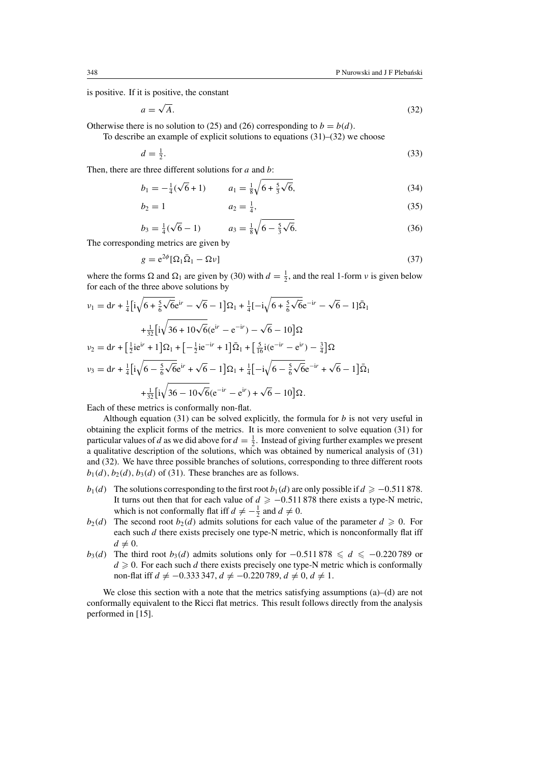is positive. If it is positive, the constant

$$a = \sqrt{A}. \tag{32}$$

Otherwise there is no solution to (25) and (26) corresponding to $b = b(d)$.

To describe an example of explicit solutions to equations (31)–(32) we choose

$$d = \tfrac{1}{2}. \tag{33}$$

Then, there are three different solutions for $a$ and $b$:

$$b_1 = -\tfrac{1}{4}(\sqrt{6} + 1) \qquad a_1 = \tfrac{1}{8}\sqrt{6 + \tfrac{5}{3}\sqrt{6}}, \tag{34}$$

$$b_2 = 1 \qquad a_2 = \tfrac{1}{4}, \tag{35}$$

$$b_3 = \tfrac{1}{4}(\sqrt{6} - 1) \qquad a_3 = \tfrac{1}{8}\sqrt{6 - \tfrac{5}{3}\sqrt{6}}. \tag{36}$$

The corresponding metrics are given by

$$g = e^{2\phi}[\Omega_1\bar{\Omega}_1 - \Omega\nu] \tag{37}$$

where the forms $\Omega$ and $\Omega_1$ are given by (30) with $d = \frac{1}{2}$, and the real 1-form $\nu$ is given below for each of the three above solutions by

$$\begin{aligned}
\nu_1 = {} & \mathrm{d}r + \tfrac{1}{4}\big[\mathrm{i}\sqrt{6 + \tfrac{5}{6}\sqrt{6}}\mathrm{e}^{\mathrm{i}r} - \sqrt{6} - 1\big]\Omega_1 + \tfrac{1}{4}[-\mathrm{i}\sqrt{6 + \tfrac{5}{6}\sqrt{6}}\mathrm{e}^{-\mathrm{i}r} - \sqrt{6} - 1]\bar{\Omega}_1 \\
& + \tfrac{1}{32}\big[\mathrm{i}\sqrt{36 + 10\sqrt{6}}(\mathrm{e}^{\mathrm{i}r} - \mathrm{e}^{-\mathrm{i}r}) - \sqrt{6} - 10\big]\Omega \\
\nu_2 = {} & \mathrm{d}r + \big[\tfrac{1}{2}\mathrm{i}\mathrm{e}^{\mathrm{i}r} + 1\big]\Omega_1 + \big[-\tfrac{1}{2}\mathrm{i}\mathrm{e}^{-\mathrm{i}r} + 1\big]\bar{\Omega}_1 + \big[\tfrac{5}{16}\mathrm{i}(\mathrm{e}^{-\mathrm{i}r} - \mathrm{e}^{\mathrm{i}r}) - \tfrac{3}{4}\big]\Omega \\
\nu_3 = {} & \mathrm{d}r + \tfrac{1}{4}\big[\mathrm{i}\sqrt{6 - \tfrac{5}{6}\sqrt{6}}\mathrm{e}^{\mathrm{i}r} + \sqrt{6} - 1\big]\Omega_1 + \tfrac{1}{4}\big[-\mathrm{i}\sqrt{6 - \tfrac{5}{6}\sqrt{6}}\mathrm{e}^{-\mathrm{i}r} + \sqrt{6} - 1\big]\bar{\Omega}_1 \\
& + \tfrac{1}{32}\big[\mathrm{i}\sqrt{36 - 10\sqrt{6}}(\mathrm{e}^{-\mathrm{i}r} - \mathrm{e}^{\mathrm{i}r}) + \sqrt{6} - 10\big]\Omega.
\end{aligned}$$

Each of these metrics is conformally non-flat.

Although equation (31) can be solved explicitly, the formula for $b$ is not very useful in obtaining the explicit forms of the metrics. It is more convenient to solve equation (31) for particular values of $d$ as we did above for $d = \frac{1}{2}$. Instead of giving further examples we present a qualitative description of the solutions, which was obtained by numerical analysis of (31) and (32). We have three possible branches of solutions, corresponding to three different roots $b_1(d), b_2(d), b_3(d)$ of (31). These branches are as follows.

- $b_1(d)$ The solutions corresponding to the first root $b_1(d)$ are only possible if $d \geqslant -0.511\,878$. It turns out then that for each value of $d \geqslant -0.511\,878$ there exists a type-N metric, which is not conformally flat iff $d \neq -\frac{1}{2}$ and $d \neq 0$.
- $b_2(d)$ The second root $b_2(d)$ admits solutions for each value of the parameter $d \geqslant 0$. For each such $d$ there exists precisely one type-N metric, which is nonconformally flat iff $d \neq 0$.
- $b_3(d)$ The third root $b_3(d)$ admits solutions only for $-0.511\,878 \leqslant d \leqslant -0.220\,789$ or $d \geqslant 0$. For each such $d$ there exists precisely one type-N metric which is conformally non-flat iff $d \neq -0.333\,347$, $d \neq -0.220\,789$, $d \neq 0$, $d \neq 1$.

We close this section with a note that the metrics satisfying assumptions (a)–(d) are not conformally equivalent to the Ricci flat metrics. This result follows directly from the analysis performed in [15].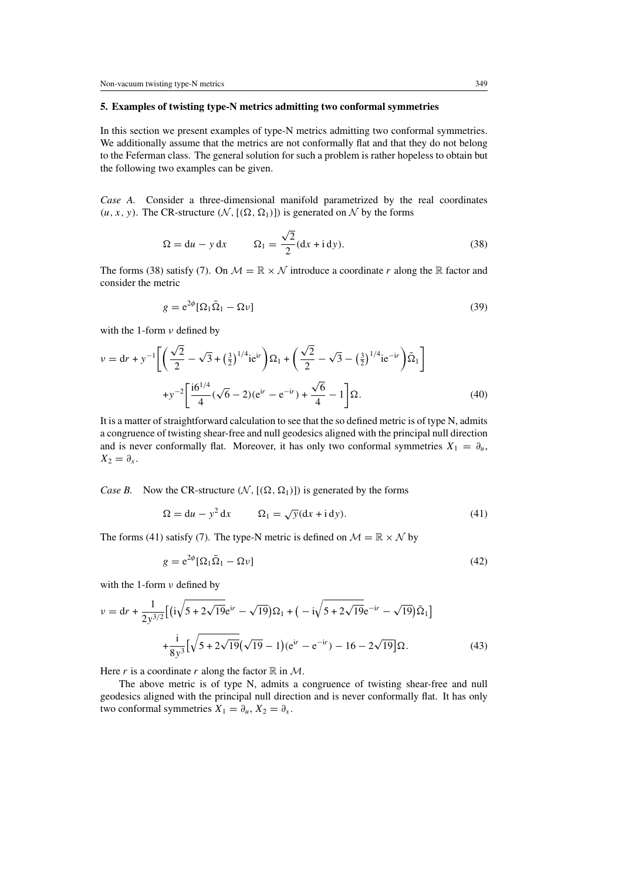## 5. Examples of twisting type-N metrics admitting two conformal symmetries

In this section we present examples of type-N metrics admitting two conformal symmetries. We additionally assume that the metrics are not conformally flat and that they do not belong to the Feferman class. The general solution for such a problem is rather hopeless to obtain but the following two examples can be given.

*Case A.* Consider a three-dimensional manifold parametrized by the real coordinates $(u, x, y)$. The CR-structure $(\mathcal{N}, [(\Omega, \Omega_1)])$ is generated on $\mathcal{N}$ by the forms

$$\Omega = \mathrm{d}u - y\,\mathrm{d}x \qquad \Omega_1 = \frac{\sqrt{2}}{2}(\mathrm{d}x + \mathrm{i}\,\mathrm{d}y). \tag{38}$$

The forms (38) satisfy (7). On $\mathcal{M} = \mathbb{R} \times \mathcal{N}$ introduce a coordinate $r$ along the $\mathbb{R}$ factor and consider the metric

$$g = \mathrm{e}^{2\phi}[\Omega_1\bar{\Omega}_1 - \Omega\nu] \tag{39}$$

with the 1-form $\nu$ defined by

$$\begin{aligned}\nu = \mathrm{d}r + y^{-1}\bigg[\bigg(\frac{\sqrt{2}}{2} - \sqrt{3} + \left(\tfrac{3}{2}\right)^{1/4}\mathrm{i}\mathrm{e}^{\mathrm{i}r}\bigg)\Omega_1 + \bigg(\frac{\sqrt{2}}{2} - \sqrt{3} - \left(\tfrac{3}{2}\right)^{1/4}\mathrm{i}\mathrm{e}^{-\mathrm{i}r}\bigg)\bar{\Omega}_1\bigg] \\ + y^{-2}\bigg[\frac{\mathrm{i}6^{1/4}}{4}(\sqrt{6} - 2)(\mathrm{e}^{\mathrm{i}r} - \mathrm{e}^{-\mathrm{i}r}) + \frac{\sqrt{6}}{4} - 1\bigg]\Omega.\end{aligned} \tag{40}$$

It is a matter of straightforward calculation to see that the so defined metric is of type N, admits a congruence of twisting shear-free and null geodesics aligned with the principal null direction and is never conformally flat. Moreover, it has only two conformal symmetries $X_1 = \partial_u$, $X_2 = \partial_x$.

*Case B.* Now the CR-structure $(\mathcal{N}, [(\Omega, \Omega_1)])$ is generated by the forms

$$\Omega = \mathrm{d}u - y^2\,\mathrm{d}x \qquad \Omega_1 = \sqrt{y}(\mathrm{d}x + \mathrm{i}\,\mathrm{d}y). \tag{41}$$

The forms (41) satisfy (7). The type-N metric is defined on $\mathcal{M} = \mathbb{R} \times \mathcal{N}$ by

$$g = \mathrm{e}^{2\phi}[\Omega_1\bar{\Omega}_1 - \Omega\nu] \tag{42}$$

with the 1-form $\nu$ defined by

$$\begin{aligned}\nu = \mathrm{d}r + \frac{1}{2y^{3/2}}\big[\big(\mathrm{i}\sqrt{5 + 2\sqrt{19}}\mathrm{e}^{\mathrm{i}r} - \sqrt{19}\big)\Omega_1 + \big(-\mathrm{i}\sqrt{5 + 2\sqrt{19}}\mathrm{e}^{-\mathrm{i}r} - \sqrt{19}\big)\bar{\Omega}_1\big] \\ + \frac{\mathrm{i}}{8y^3}\big[\sqrt{5 + 2\sqrt{19}}\big(\sqrt{19} - 1\big)(\mathrm{e}^{\mathrm{i}r} - \mathrm{e}^{-\mathrm{i}r}) - 16 - 2\sqrt{19}\big]\Omega.\end{aligned} \tag{43}$$

Here $r$ is a coordinate $r$ along the factor $\mathbb{R}$ in $\mathcal{M}$.

The above metric is of type N, admits a congruence of twisting shear-free and null geodesics aligned with the principal null direction and is never conformally flat. It has only two conformal symmetries $X_1 = \partial_u$, $X_2 = \partial_x$.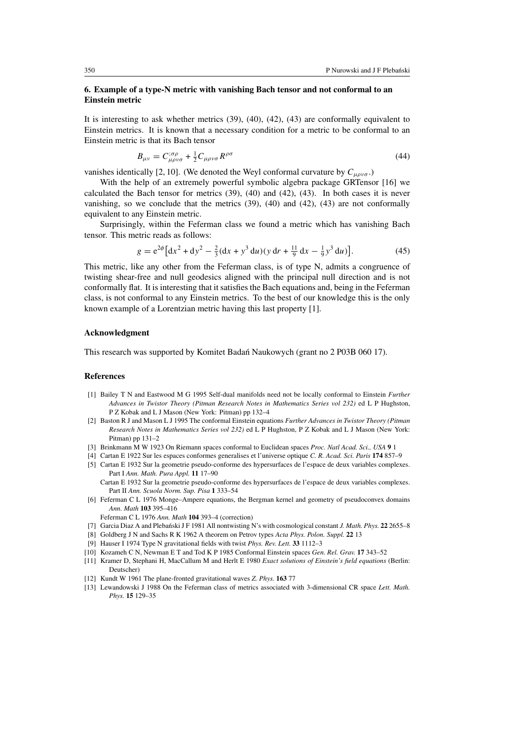## 6. Example of a type-N metric with vanishing Bach tensor and not conformal to an Einstein metric

It is interesting to ask whether metrics (39), (40), (42), (43) are conformally equivalent to Einstein metrics. It is known that a necessary condition for a metric to be conformal to an Einstein metric is that its Bach tensor

$$B_{\mu\nu} = C_{\mu\rho\nu\sigma}^{;\sigma\rho} + \tfrac{1}{2} C_{\mu\rho\nu\sigma} R^{\rho\sigma} \tag{44}$$

vanishes identically [2, 10]. (We denoted the Weyl conformal curvature by $C_{\mu\rho\nu\sigma}$.)

With the help of an extremely powerful symbolic algebra package GRTensor [16] we calculated the Bach tensor for metrics (39), (40) and (42), (43). In both cases it is never vanishing, so we conclude that the metrics (39), (40) and (42), (43) are not conformally equivalent to any Einstein metric.

Surprisingly, within the Feferman class we found a metric which has vanishing Bach tensor. This metric reads as follows:

$$g = e^{2\phi}\left[dx^2 + dy^2 - \tfrac{2}{3}(dx + y^3\, du)(y\, dr + \tfrac{11}{9}\, dx - \tfrac{1}{9} y^3\, du)\right]. \tag{45}$$

This metric, like any other from the Feferman class, is of type N, admits a congruence of twisting shear-free and null geodesics aligned with the principal null direction and is not conformally flat. It is interesting that it satisfies the Bach equations and, being in the Feferman class, is not conformal to any Einstein metrics. To the best of our knowledge this is the only known example of a Lorentzian metric having this last property [1].

### Acknowledgment

This research was supported by Komitet Badań Naukowych (grant no 2 P03B 060 17).

### References

[1] Bailey T N and Eastwood M G 1995 Self-dual manifolds need not be locally conformal to Einstein *Further Advances in Twistor Theory (Pitman Research Notes in Mathematics Series vol 232)* ed L P Hughston, P Z Kobak and L J Mason (New York: Pitman) pp 132–4

[2] Baston R J and Mason L J 1995 The conformal Einstein equations *Further Advances in Twistor Theory (Pitman Research Notes in Mathematics Series vol 232)* ed L P Hughston, P Z Kobak and L J Mason (New York: Pitman) pp 131–2

[3] Brinkmann M W 1923 On Riemann spaces conformal to Euclidean spaces *Proc. Natl Acad. Sci., USA* **9** 1

[4] Cartan E 1922 Sur les espaces conformes generalises et l'universe optique *C. R. Acad. Sci. Paris* **174** 857–9

[5] Cartan E 1932 Sur la geometrie pseudo-conforme des hypersurfaces de l'espace de deux variables complexes. Part I *Ann. Math. Pura Appl.* **11** 17–90
Cartan E 1932 Sur la geometrie pseudo-conforme des hypersurfaces de l'espace de deux variables complexes. Part II *Ann. Scuola Norm. Sup. Pisa* **1** 333–54

[6] Feferman C L 1976 Monge–Ampere equations, the Bergman kernel and geometry of pseudoconvex domains *Ann. Math* **103** 395–416
Feferman C L 1976 *Ann. Math* **104** 393–4 (correction)

[7] Garcia Diaz A and Plebański J F 1981 All nontwisting N's with cosmological constant *J. Math. Phys.* **22** 2655–8

[8] Goldberg J N and Sachs R K 1962 A theorem on Petrov types *Acta Phys. Polon. Suppl.* **22** 13

[9] Hauser I 1974 Type N gravitational fields with twist *Phys. Rev. Lett.* **33** 1112–3

[10] Kozameh C N, Newman E T and Tod K P 1985 Conformal Einstein spaces *Gen. Rel. Grav.* **17** 343–52

[11] Kramer D, Stephani H, MacCallum M and Herlt E 1980 *Exact solutions of Einstein's field equations* (Berlin: Deutscher)

[12] Kundt W 1961 The plane-fronted gravitational waves *Z. Phys.* **163** 77

[13] Lewandowski J 1988 On the Feferman class of metrics associated with 3-dimensional CR space *Lett. Math. Phys.* **15** 129–35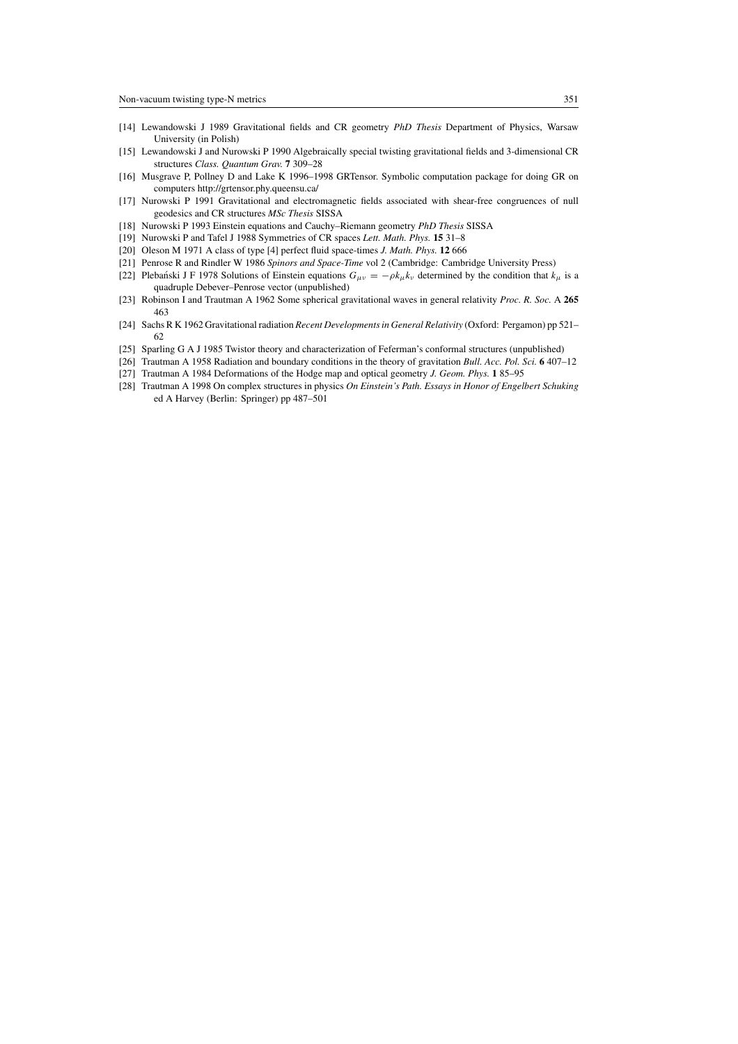[14] Lewandowski J 1989 Gravitational fields and CR geometry *PhD Thesis* Department of Physics, Warsaw University (in Polish)

[15] Lewandowski J and Nurowski P 1990 Algebraically special twisting gravitational fields and 3-dimensional CR structures *Class. Quantum Grav.* **7** 309–28

[16] Musgrave P, Pollney D and Lake K 1996–1998 GRTensor. Symbolic computation package for doing GR on computers http://grtensor.phy.queensu.ca/

[17] Nurowski P 1991 Gravitational and electromagnetic fields associated with shear-free congruences of null geodesics and CR structures *MSc Thesis* SISSA

[18] Nurowski P 1993 Einstein equations and Cauchy–Riemann geometry *PhD Thesis* SISSA

[19] Nurowski P and Tafel J 1988 Symmetries of CR spaces *Lett. Math. Phys.* **15** 31–8

[20] Oleson M 1971 A class of type [4] perfect fluid space-times *J. Math. Phys.* **12** 666

[21] Penrose R and Rindler W 1986 *Spinors and Space-Time* vol 2 (Cambridge: Cambridge University Press)

[22] Plebański J F 1978 Solutions of Einstein equations $G_{\mu\nu} = -\rho k_\mu k_\nu$ determined by the condition that $k_\mu$ is a quadruple Debever–Penrose vector (unpublished)

[23] Robinson I and Trautman A 1962 Some spherical gravitational waves in general relativity *Proc. R. Soc.* A **265** 463

[24] Sachs R K 1962 Gravitational radiation *Recent Developments in General Relativity* (Oxford: Pergamon) pp 521–62

[25] Sparling G A J 1985 Twistor theory and characterization of Feferman's conformal structures (unpublished)

[26] Trautman A 1958 Radiation and boundary conditions in the theory of gravitation *Bull. Acc. Pol. Sci.* **6** 407–12

[27] Trautman A 1984 Deformations of the Hodge map and optical geometry *J. Geom. Phys.* **1** 85–95

[28] Trautman A 1998 On complex structures in physics *On Einstein's Path. Essays in Honor of Engelbert Schuking* ed A Harvey (Berlin: Springer) pp 487–501